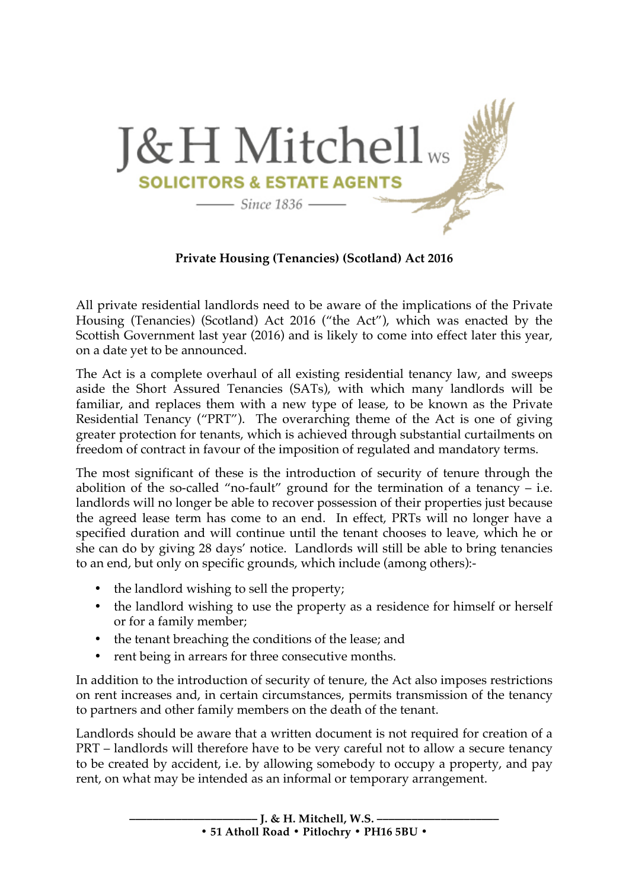J&H Mitchell WS

SOLICITORS & ESTATE AGENTS

Since 1836

**Private Housing (Tenancies) (Scotland) Act 2016**

All private residential landlords need to be aware of the implications of the Private Housing (Tenancies) (Scotland) Act 2016 ("the Act"), which was enacted by the Scottish Government last year (2016) and is likely to come into effect later this year, on a date yet to be announced.

The Act is a complete overhaul of all existing residential tenancy law, and sweeps aside the Short Assured Tenancies (SATs), with which many landlords will be familiar, and replaces them with a new type of lease, to be known as the Private Residential Tenancy ("PRT"). The overarching theme of the Act is one of giving greater protection for tenants, which is achieved through substantial curtailments on freedom of contract in favour of the imposition of regulated and mandatory terms.

The most significant of these is the introduction of security of tenure through the abolition of the so-called "no-fault" ground for the termination of a tenancy – i.e. landlords will no longer be able to recover possession of their properties just because the agreed lease term has come to an end. In effect, PRTs will no longer have a specified duration and will continue until the tenant chooses to leave, which he or she can do by giving 28 days' notice. Landlords will still be able to bring tenancies to an end, but only on specific grounds, which include (among others):-

- the landlord wishing to sell the property;
- the landlord wishing to use the property as a residence for himself or herself or for a family member;
- the tenant breaching the conditions of the lease; and
- rent being in arrears for three consecutive months.

In addition to the introduction of security of tenure, the Act also imposes restrictions on rent increases and, in certain circumstances, permits transmission of the tenancy to partners and other family members on the death of the tenant.

Landlords should be aware that a written document is not required for creation of a PRT – landlords will therefore have to be very careful not to allow a secure tenancy to be created by accident, i.e. by allowing somebody to occupy a property, and pay rent, on what may be intended as an informal or temporary arrangement.

**J. & H. Mitchell, W.S.**
**• 51 Atholl Road • Pitlochry • PH16 5BU •**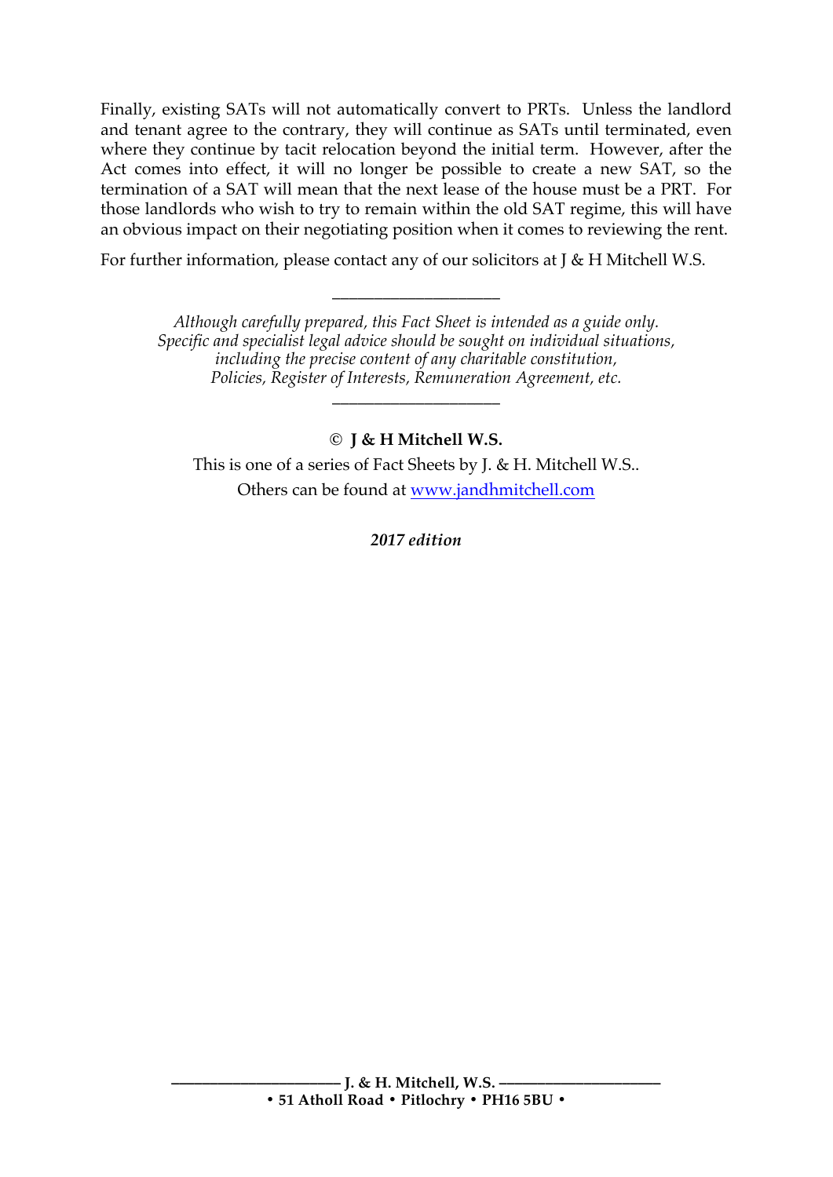Finally, existing SATs will not automatically convert to PRTs. Unless the landlord and tenant agree to the contrary, they will continue as SATs until terminated, even where they continue by tacit relocation beyond the initial term. However, after the Act comes into effect, it will no longer be possible to create a new SAT, so the termination of a SAT will mean that the next lease of the house must be a PRT. For those landlords who wish to try to remain within the old SAT regime, this will have an obvious impact on their negotiating position when it comes to reviewing the rent.

For further information, please contact any of our solicitors at J & H Mitchell W.S.

---

*Although carefully prepared, this Fact Sheet is intended as a guide only. Specific and specialist legal advice should be sought on individual situations, including the precise content of any charitable constitution, Policies, Register of Interests, Remuneration Agreement, etc.*

---

**© J & H Mitchell W.S.**

This is one of a series of Fact Sheets by J. & H. Mitchell W.S..
Others can be found at [www.jandhmitchell.com](http://www.jandhmitchell.com)

***2017 edition***

**J. & H. Mitchell, W.S.**
**• 51 Atholl Road • Pitlochry • PH16 5BU •**